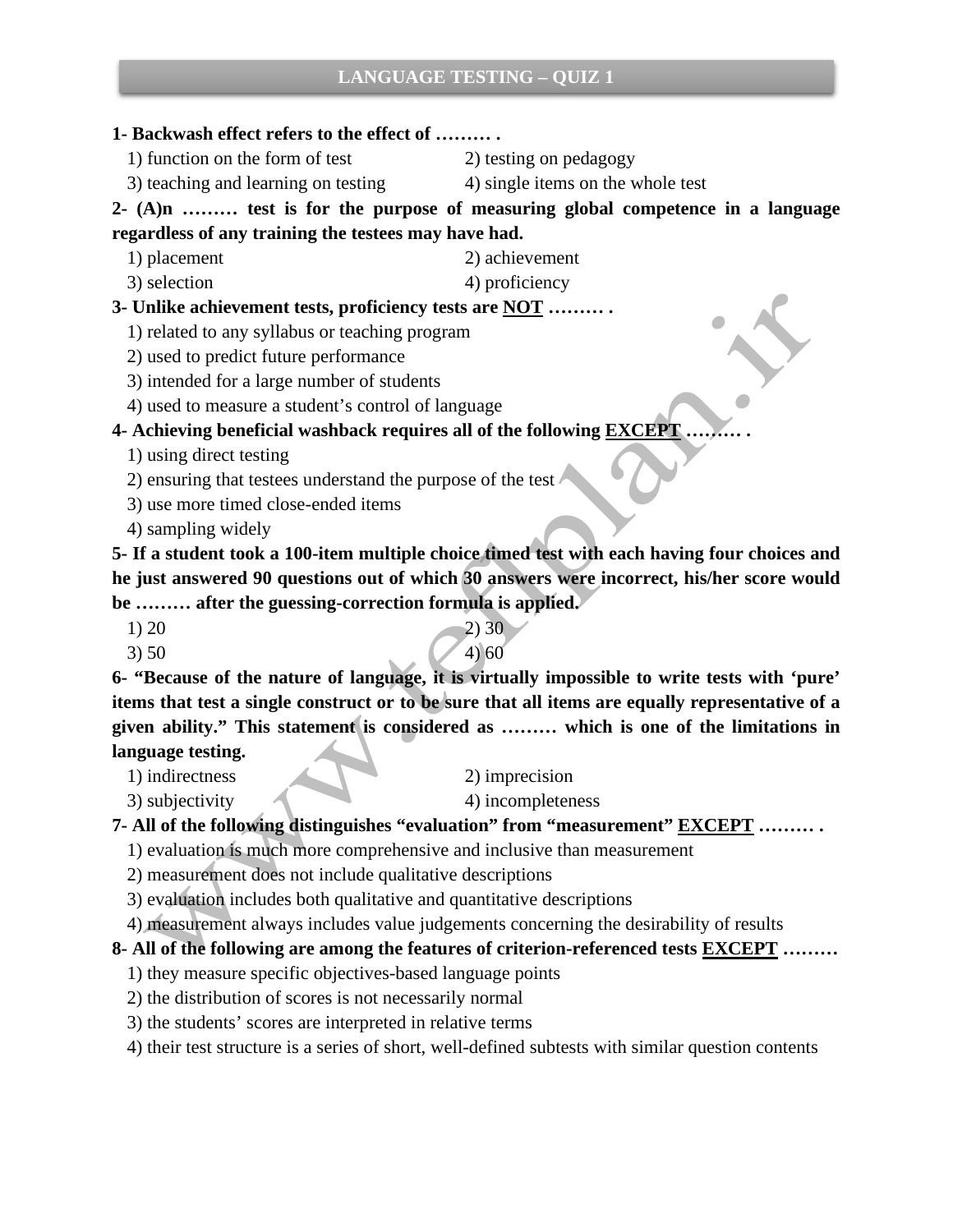# LANGUAGE TESTING – QUIZ 1

**1- Backwash effect refers to the effect of ……… .**

1) function on the form of test
2) testing on pedagogy
3) teaching and learning on testing
4) single items on the whole test

**2- (A)n ……… test is for the purpose of measuring global competence in a language regardless of any training the testees may have had.**

1) placement
2) achievement
3) selection
4) proficiency

**3- Unlike achievement tests, proficiency tests are <u>NOT</u> ……… .**

1) related to any syllabus or teaching program
2) used to predict future performance
3) intended for a large number of students
4) used to measure a student's control of language

**4- Achieving beneficial washback requires all of the following <u>EXCEPT</u> ……… .**

1) using direct testing
2) ensuring that testees understand the purpose of the test
3) use more timed close-ended items
4) sampling widely

**5- If a student took a 100-item multiple choice timed test with each having four choices and he just answered 90 questions out of which 30 answers were incorrect, his/her score would be ……… after the guessing-correction formula is applied.**

1) 20
2) 30
3) 50
4) 60

**6- "Because of the nature of language, it is virtually impossible to write tests with 'pure' items that test a single construct or to be sure that all items are equally representative of a given ability." This statement is considered as ……… which is one of the limitations in language testing.**

1) indirectness
2) imprecision
3) subjectivity
4) incompleteness

**7- All of the following distinguishes "evaluation" from "measurement" <u>EXCEPT</u> ……… .**

1) evaluation is much more comprehensive and inclusive than measurement
2) measurement does not include qualitative descriptions
3) evaluation includes both qualitative and quantitative descriptions
4) measurement always includes value judgements concerning the desirability of results

**8- All of the following are among the features of criterion-referenced tests <u>EXCEPT</u> ………**

1) they measure specific objectives-based language points
2) the distribution of scores is not necessarily normal
3) the students' scores are interpreted in relative terms
4) their test structure is a series of short, well-defined subtests with similar question contents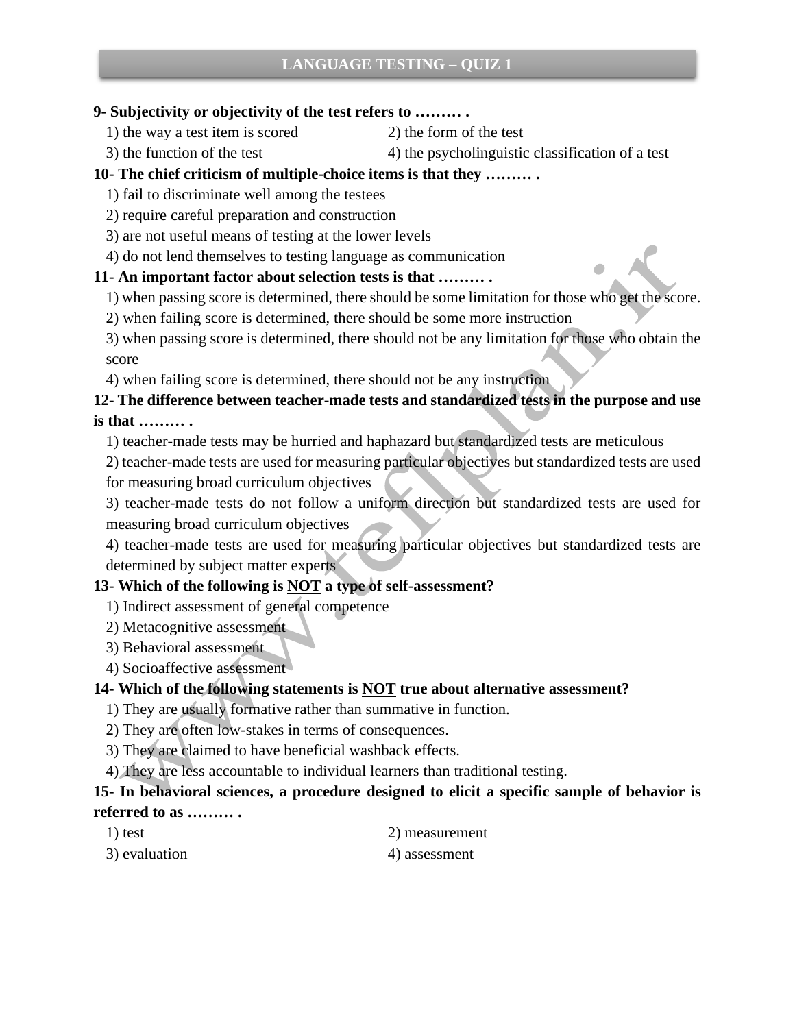**9- Subjectivity or objectivity of the test refers to ……… .**

1) the way a test item is scored
2) the form of the test
3) the function of the test
4) the psycholinguistic classification of a test

**10- The chief criticism of multiple-choice items is that they ……… .**

1) fail to discriminate well among the testees
2) require careful preparation and construction
3) are not useful means of testing at the lower levels
4) do not lend themselves to testing language as communication

**11- An important factor about selection tests is that ……… .**

1) when passing score is determined, there should be some limitation for those who get the score.
2) when failing score is determined, there should be some more instruction
3) when passing score is determined, there should not be any limitation for those who obtain the score
4) when failing score is determined, there should not be any instruction

**12- The difference between teacher-made tests and standardized tests in the purpose and use is that ……… .**

1) teacher-made tests may be hurried and haphazard but standardized tests are meticulous
2) teacher-made tests are used for measuring particular objectives but standardized tests are used for measuring broad curriculum objectives
3) teacher-made tests do not follow a uniform direction but standardized tests are used for measuring broad curriculum objectives
4) teacher-made tests are used for measuring particular objectives but standardized tests are determined by subject matter experts

**13- Which of the following is <u>NOT</u> a type of self-assessment?**

1) Indirect assessment of general competence
2) Metacognitive assessment
3) Behavioral assessment
4) Socioaffective assessment

**14- Which of the following statements is <u>NOT</u> true about alternative assessment?**

1) They are usually formative rather than summative in function.
2) They are often low-stakes in terms of consequences.
3) They are claimed to have beneficial washback effects.
4) They are less accountable to individual learners than traditional testing.

**15- In behavioral sciences, a procedure designed to elicit a specific sample of behavior is referred to as ……… .**

1) test
2) measurement
3) evaluation
4) assessment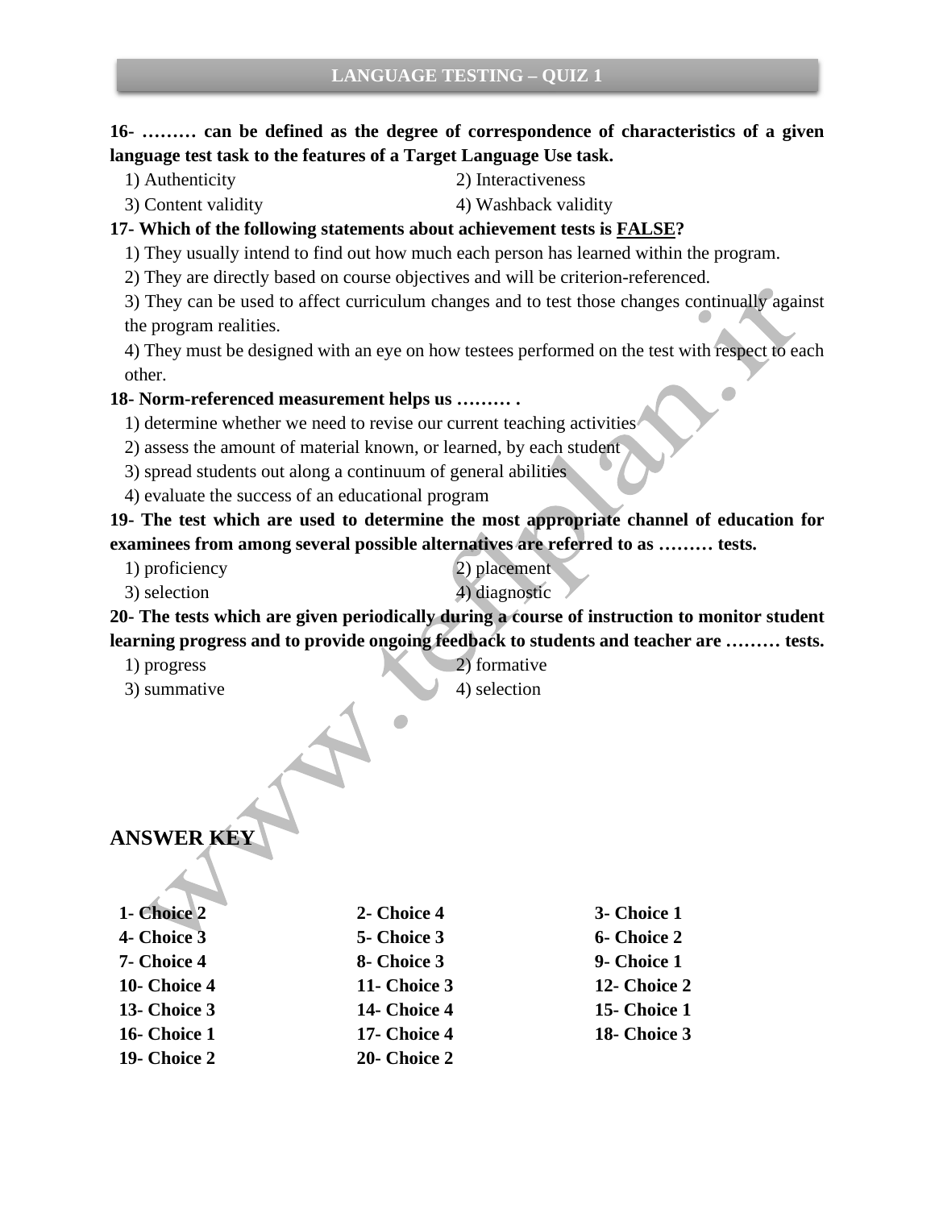**16- ……… can be defined as the degree of correspondence of characteristics of a given language test task to the features of a Target Language Use task.**

1) Authenticity　　2) Interactiveness
3) Content validity　　4) Washback validity

**17- Which of the following statements about achievement tests is FALSE?**

1) They usually intend to find out how much each person has learned within the program.
2) They are directly based on course objectives and will be criterion-referenced.
3) They can be used to affect curriculum changes and to test those changes continually against the program realities.
4) They must be designed with an eye on how testees performed on the test with respect to each other.

**18- Norm-referenced measurement helps us ……… .**

1) determine whether we need to revise our current teaching activities
2) assess the amount of material known, or learned, by each student
3) spread students out along a continuum of general abilities
4) evaluate the success of an educational program

**19- The test which are used to determine the most appropriate channel of education for examinees from among several possible alternatives are referred to as ……… tests.**

1) proficiency　　2) placement
3) selection　　4) diagnostic

**20- The tests which are given periodically during a course of instruction to monitor student learning progress and to provide ongoing feedback to students and teacher are ……… tests.**

1) progress　　2) formative
3) summative　　4) selection

## ANSWER KEY

| | | |
|---|---|---|
| **1- Choice 2** | **2- Choice 4** | **3- Choice 1** |
| **4- Choice 3** | **5- Choice 3** | **6- Choice 2** |
| **7- Choice 4** | **8- Choice 3** | **9- Choice 1** |
| **10- Choice 4** | **11- Choice 3** | **12- Choice 2** |
| **13- Choice 3** | **14- Choice 4** | **15- Choice 1** |
| **16- Choice 1** | **17- Choice 4** | **18- Choice 3** |
| **19- Choice 2** | **20- Choice 2** | |